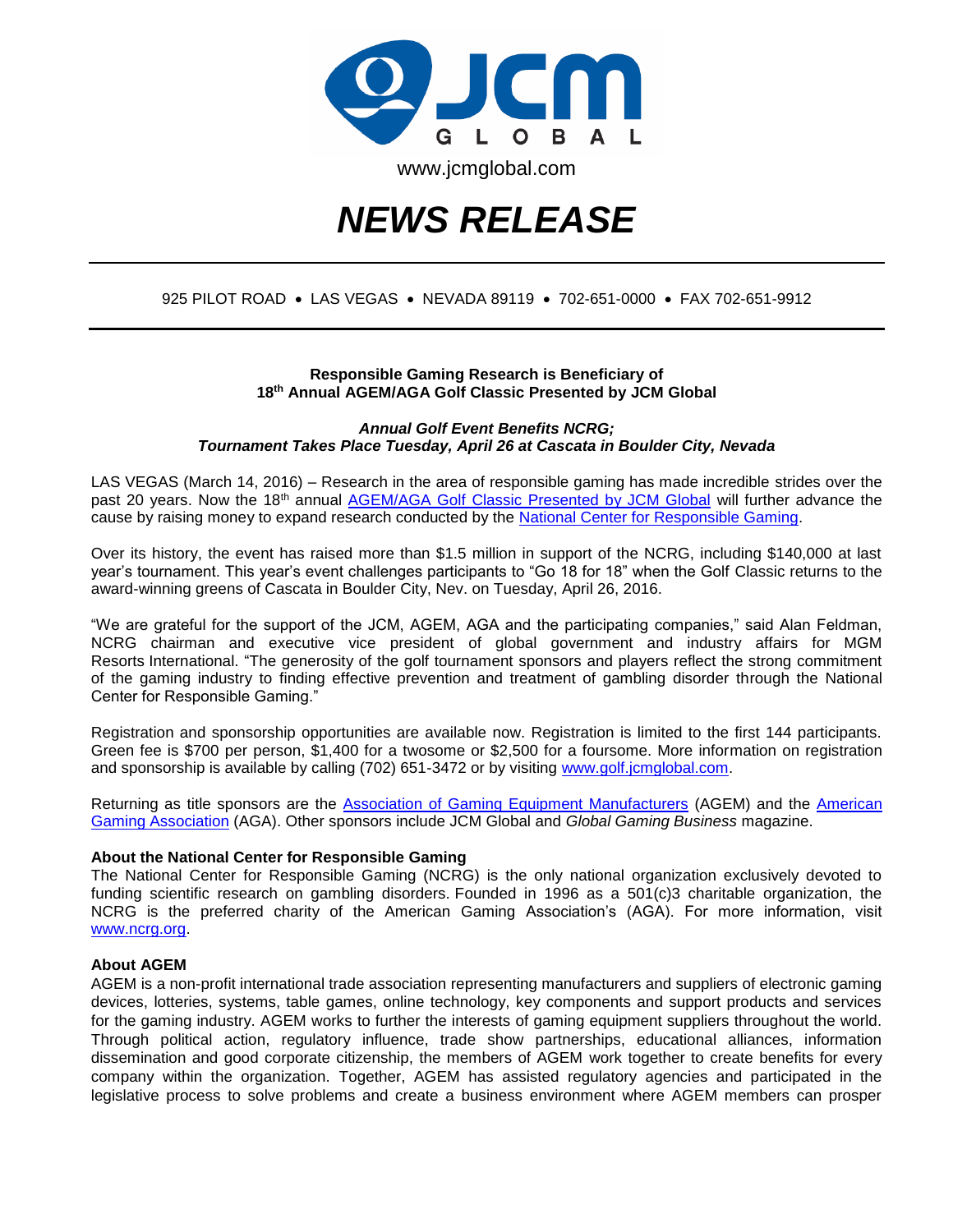JCM GLOBAL

www.jcmglobal.com

# *NEWS RELEASE*

925 PILOT ROAD • LAS VEGAS • NEVADA 89119 • 702-651-0000 • FAX 702-651-9912

**Responsible Gaming Research is Beneficiary of**
**18th Annual AGEM/AGA Golf Classic Presented by JCM Global**

***Annual Golf Event Benefits NCRG;***
***Tournament Takes Place Tuesday, April 26 at Cascata in Boulder City, Nevada***

LAS VEGAS (March 14, 2016) – Research in the area of responsible gaming has made incredible strides over the past 20 years. Now the 18th annual AGEM/AGA Golf Classic Presented by JCM Global will further advance the cause by raising money to expand research conducted by the National Center for Responsible Gaming.

Over its history, the event has raised more than $1.5 million in support of the NCRG, including $140,000 at last year's tournament. This year's event challenges participants to "Go 18 for 18" when the Golf Classic returns to the award-winning greens of Cascata in Boulder City, Nev. on Tuesday, April 26, 2016.

"We are grateful for the support of the JCM, AGEM, AGA and the participating companies," said Alan Feldman, NCRG chairman and executive vice president of global government and industry affairs for MGM Resorts International. "The generosity of the golf tournament sponsors and players reflect the strong commitment of the gaming industry to finding effective prevention and treatment of gambling disorder through the National Center for Responsible Gaming."

Registration and sponsorship opportunities are available now. Registration is limited to the first 144 participants. Green fee is $700 per person, $1,400 for a twosome or $2,500 for a foursome. More information on registration and sponsorship is available by calling (702) 651-3472 or by visiting www.golf.jcmglobal.com.

Returning as title sponsors are the Association of Gaming Equipment Manufacturers (AGEM) and the American Gaming Association (AGA). Other sponsors include JCM Global and *Global Gaming Business* magazine.

**About the National Center for Responsible Gaming**
The National Center for Responsible Gaming (NCRG) is the only national organization exclusively devoted to funding scientific research on gambling disorders. Founded in 1996 as a 501(c)3 charitable organization, the NCRG is the preferred charity of the American Gaming Association's (AGA). For more information, visit www.ncrg.org.

**About AGEM**
AGEM is a non-profit international trade association representing manufacturers and suppliers of electronic gaming devices, lotteries, systems, table games, online technology, key components and support products and services for the gaming industry. AGEM works to further the interests of gaming equipment suppliers throughout the world. Through political action, regulatory influence, trade show partnerships, educational alliances, information dissemination and good corporate citizenship, the members of AGEM work together to create benefits for every company within the organization. Together, AGEM has assisted regulatory agencies and participated in the legislative process to solve problems and create a business environment where AGEM members can prosper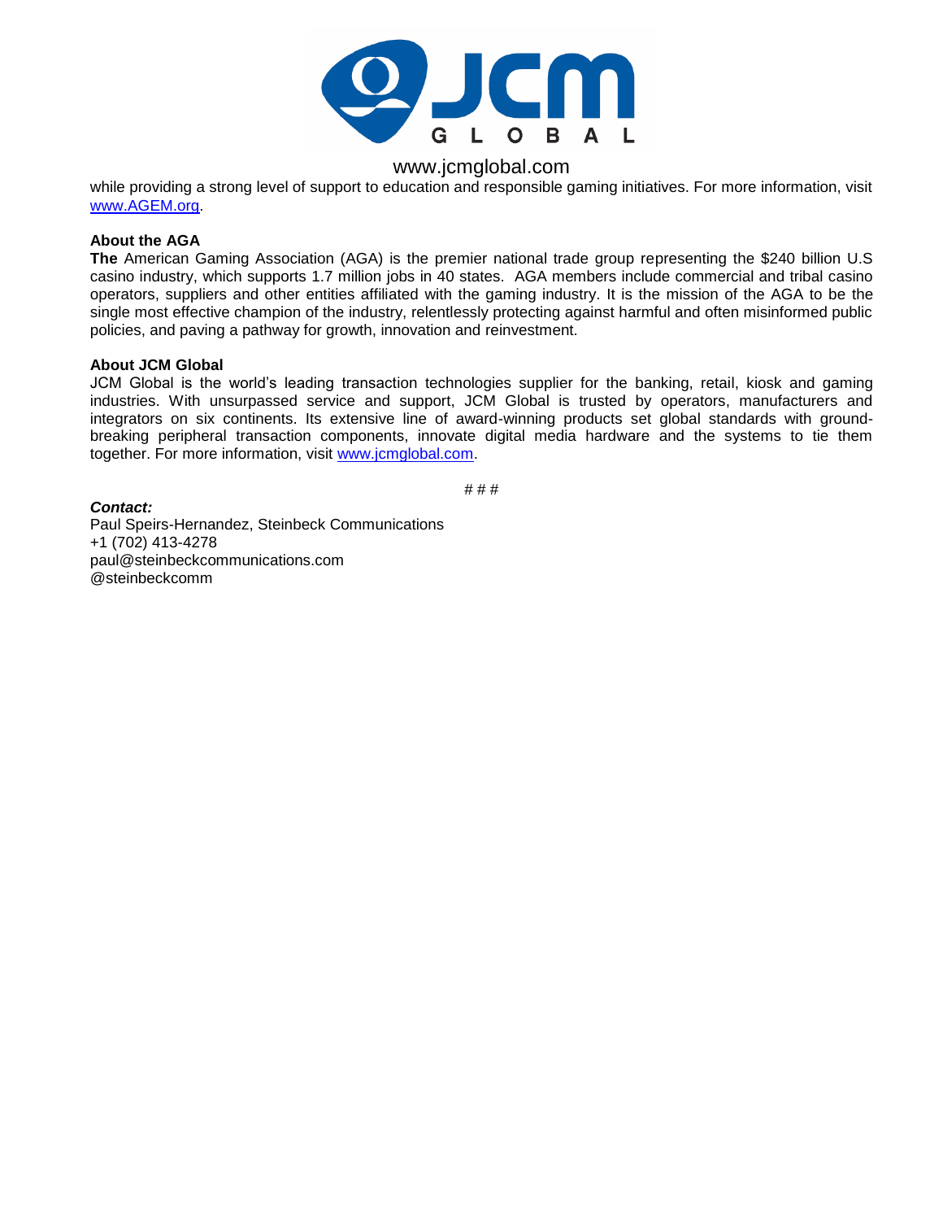while providing a strong level of support to education and responsible gaming initiatives. For more information, visit www.AGEM.org.

**About the AGA**

**The** American Gaming Association (AGA) is the premier national trade group representing the $240 billion U.S casino industry, which supports 1.7 million jobs in 40 states. AGA members include commercial and tribal casino operators, suppliers and other entities affiliated with the gaming industry. It is the mission of the AGA to be the single most effective champion of the industry, relentlessly protecting against harmful and often misinformed public policies, and paving a pathway for growth, innovation and reinvestment.

**About JCM Global**

JCM Global is the world's leading transaction technologies supplier for the banking, retail, kiosk and gaming industries. With unsurpassed service and support, JCM Global is trusted by operators, manufacturers and integrators on six continents. Its extensive line of award-winning products set global standards with ground-breaking peripheral transaction components, innovate digital media hardware and the systems to tie them together. For more information, visit www.jcmglobal.com.

# # #

***Contact:***

Paul Speirs-Hernandez, Steinbeck Communications
+1 (702) 413-4278
paul@steinbeckcommunications.com
@steinbeckcomm